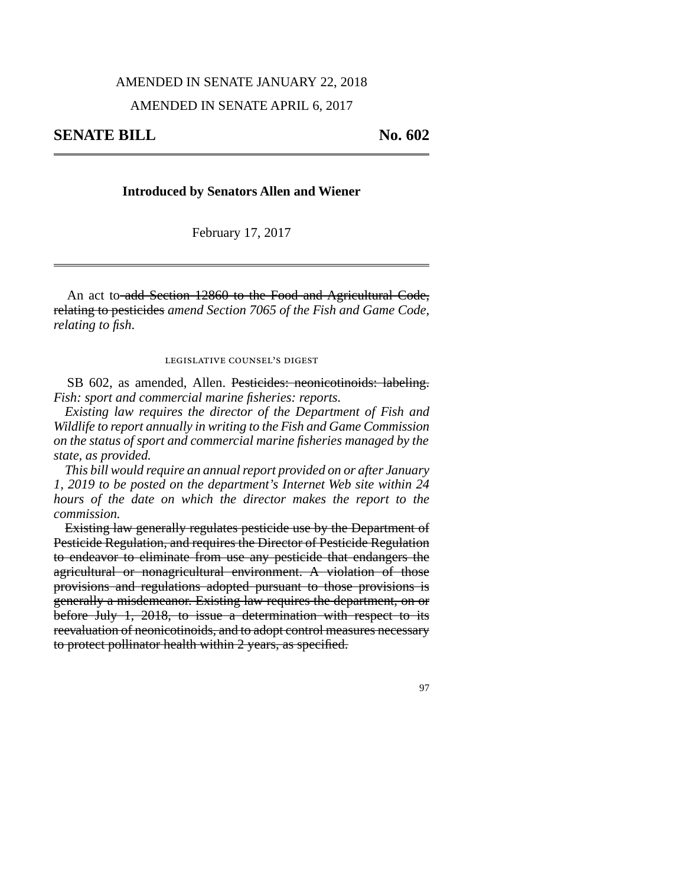AMENDED IN SENATE JANUARY 22, 2018

AMENDED IN SENATE APRIL 6, 2017

**SENATE BILL No. 602**

---

**Introduced by Senators Allen and Wiener**

February 17, 2017

---

An act to ~~add Section 12860 to the Food and Agricultural Code, relating to pesticides~~ *amend Section 7065 of the Fish and Game Code, relating to fish*.

LEGISLATIVE COUNSEL'S DIGEST

SB 602, as amended, Allen. ~~Pesticides: neonicotinoids: labeling.~~ *Fish: sport and commercial marine fisheries: reports.*

*Existing law requires the director of the Department of Fish and Wildlife to report annually in writing to the Fish and Game Commission on the status of sport and commercial marine fisheries managed by the state, as provided.*

*This bill would require an annual report provided on or after January 1, 2019 to be posted on the department's Internet Web site within 24 hours of the date on which the director makes the report to the commission.*

~~Existing law generally regulates pesticide use by the Department of Pesticide Regulation, and requires the Director of Pesticide Regulation to endeavor to eliminate from use any pesticide that endangers the agricultural or nonagricultural environment. A violation of those provisions and regulations adopted pursuant to those provisions is generally a misdemeanor. Existing law requires the department, on or before July 1, 2018, to issue a determination with respect to its reevaluation of neonicotinoids, and to adopt control measures necessary to protect pollinator health within 2 years, as specified.~~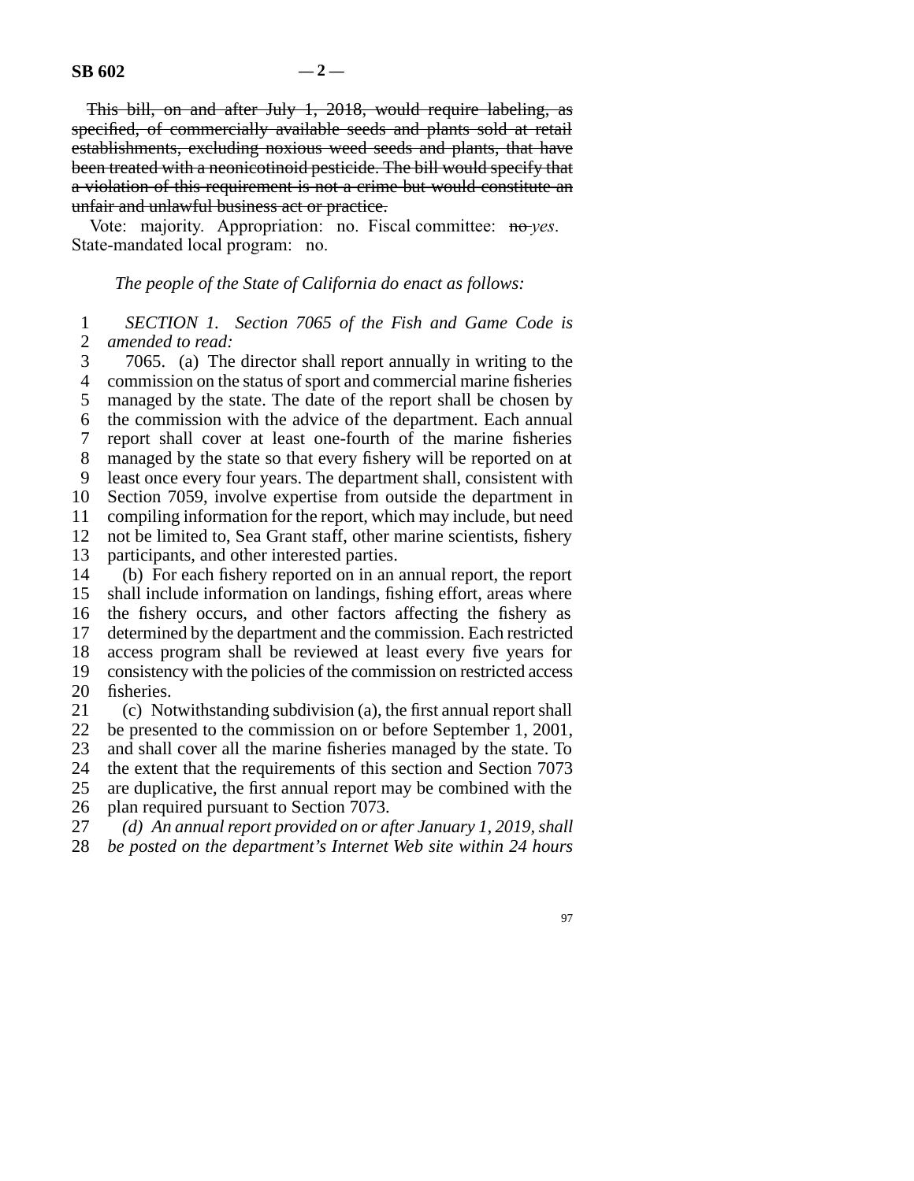~~This bill, on and after July 1, 2018, would require labeling, as specified, of commercially available seeds and plants sold at retail establishments, excluding noxious weed seeds and plants, that have been treated with a neonicotinoid pesticide. The bill would specify that a violation of this requirement is not a crime but would constitute an unfair and unlawful business act or practice.~~

Vote: majority. Appropriation: no. Fiscal committee: ~~no~~ *yes*. State-mandated local program: no.

*The people of the State of California do enact as follows:*

*SECTION 1. Section 7065 of the Fish and Game Code is amended to read:*

7065. (a) The director shall report annually in writing to the commission on the status of sport and commercial marine fisheries managed by the state. The date of the report shall be chosen by the commission with the advice of the department. Each annual report shall cover at least one-fourth of the marine fisheries managed by the state so that every fishery will be reported on at least once every four years. The department shall, consistent with Section 7059, involve expertise from outside the department in compiling information for the report, which may include, but need not be limited to, Sea Grant staff, other marine scientists, fishery participants, and other interested parties.

(b) For each fishery reported on in an annual report, the report shall include information on landings, fishing effort, areas where the fishery occurs, and other factors affecting the fishery as determined by the department and the commission. Each restricted access program shall be reviewed at least every five years for consistency with the policies of the commission on restricted access fisheries.

(c) Notwithstanding subdivision (a), the first annual report shall be presented to the commission on or before September 1, 2001, and shall cover all the marine fisheries managed by the state. To the extent that the requirements of this section and Section 7073 are duplicative, the first annual report may be combined with the plan required pursuant to Section 7073.

*(d) An annual report provided on or after January 1, 2019, shall be posted on the department's Internet Web site within 24 hours*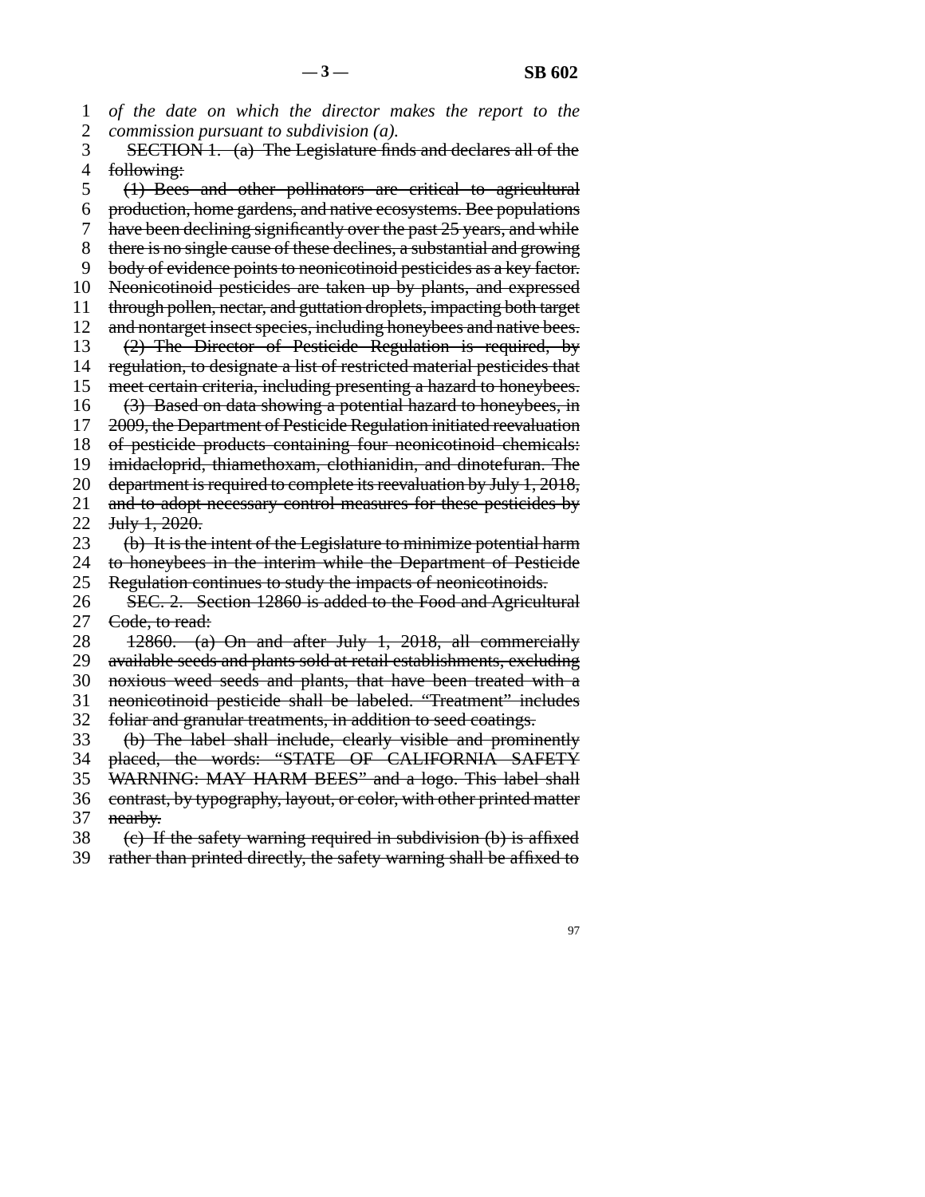*of the date on which the director makes the report to the commission pursuant to subdivision (a).*

~~SECTION 1. (a) The Legislature finds and declares all of the following:~~

~~(1) Bees and other pollinators are critical to agricultural production, home gardens, and native ecosystems. Bee populations have been declining significantly over the past 25 years, and while there is no single cause of these declines, a substantial and growing body of evidence points to neonicotinoid pesticides as a key factor. Neonicotinoid pesticides are taken up by plants, and expressed through pollen, nectar, and guttation droplets, impacting both target and nontarget insect species, including honeybees and native bees.~~

~~(2) The Director of Pesticide Regulation is required, by regulation, to designate a list of restricted material pesticides that meet certain criteria, including presenting a hazard to honeybees.~~

~~(3) Based on data showing a potential hazard to honeybees, in 2009, the Department of Pesticide Regulation initiated reevaluation of pesticide products containing four neonicotinoid chemicals: imidacloprid, thiamethoxam, clothianidin, and dinotefuran. The department is required to complete its reevaluation by July 1, 2018, and to adopt necessary control measures for these pesticides by July 1, 2020.~~

~~(b) It is the intent of the Legislature to minimize potential harm to honeybees in the interim while the Department of Pesticide Regulation continues to study the impacts of neonicotinoids.~~

~~SEC. 2. Section 12860 is added to the Food and Agricultural Code, to read:~~

~~12860. (a) On and after July 1, 2018, all commercially available seeds and plants sold at retail establishments, excluding noxious weed seeds and plants, that have been treated with a neonicotinoid pesticide shall be labeled. "Treatment" includes foliar and granular treatments, in addition to seed coatings.~~

~~(b) The label shall include, clearly visible and prominently placed, the words: "STATE OF CALIFORNIA SAFETY WARNING: MAY HARM BEES" and a logo. This label shall contrast, by typography, layout, or color, with other printed matter nearby.~~

~~(c) If the safety warning required in subdivision (b) is affixed rather than printed directly, the safety warning shall be affixed to~~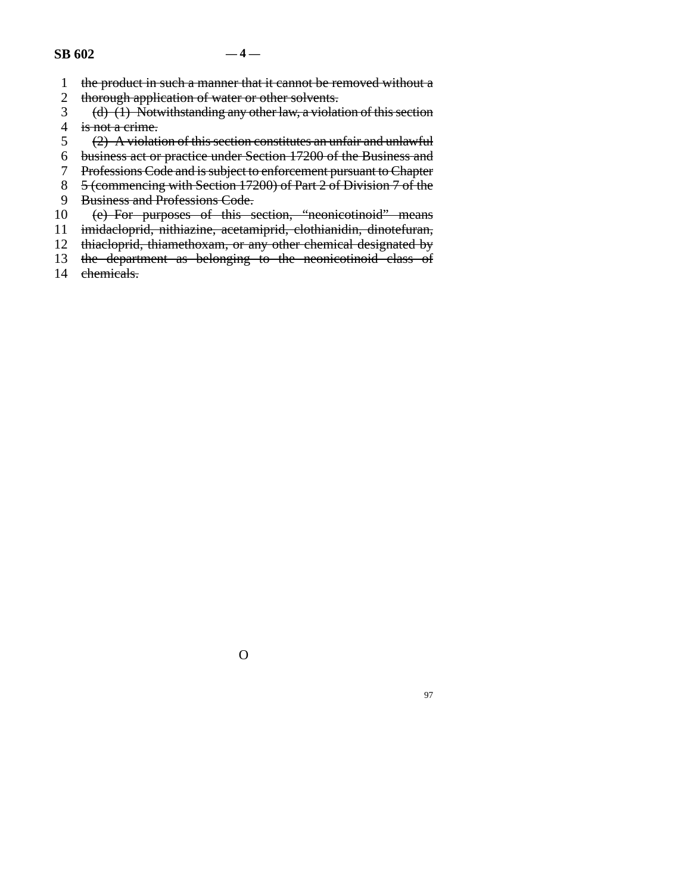~~the product in such a manner that it cannot be removed without a thorough application of water or other solvents.~~

~~(d) (1) Notwithstanding any other law, a violation of this section is not a crime.~~

~~(2) A violation of this section constitutes an unfair and unlawful business act or practice under Section 17200 of the Business and Professions Code and is subject to enforcement pursuant to Chapter 5 (commencing with Section 17200) of Part 2 of Division 7 of the Business and Professions Code.~~

~~(e) For purposes of this section, "neonicotinoid" means imidacloprid, nithiazine, acetamiprid, clothianidin, dinotefuran, thiacloprid, thiamethoxam, or any other chemical designated by the department as belonging to the neonicotinoid class of chemicals.~~

O